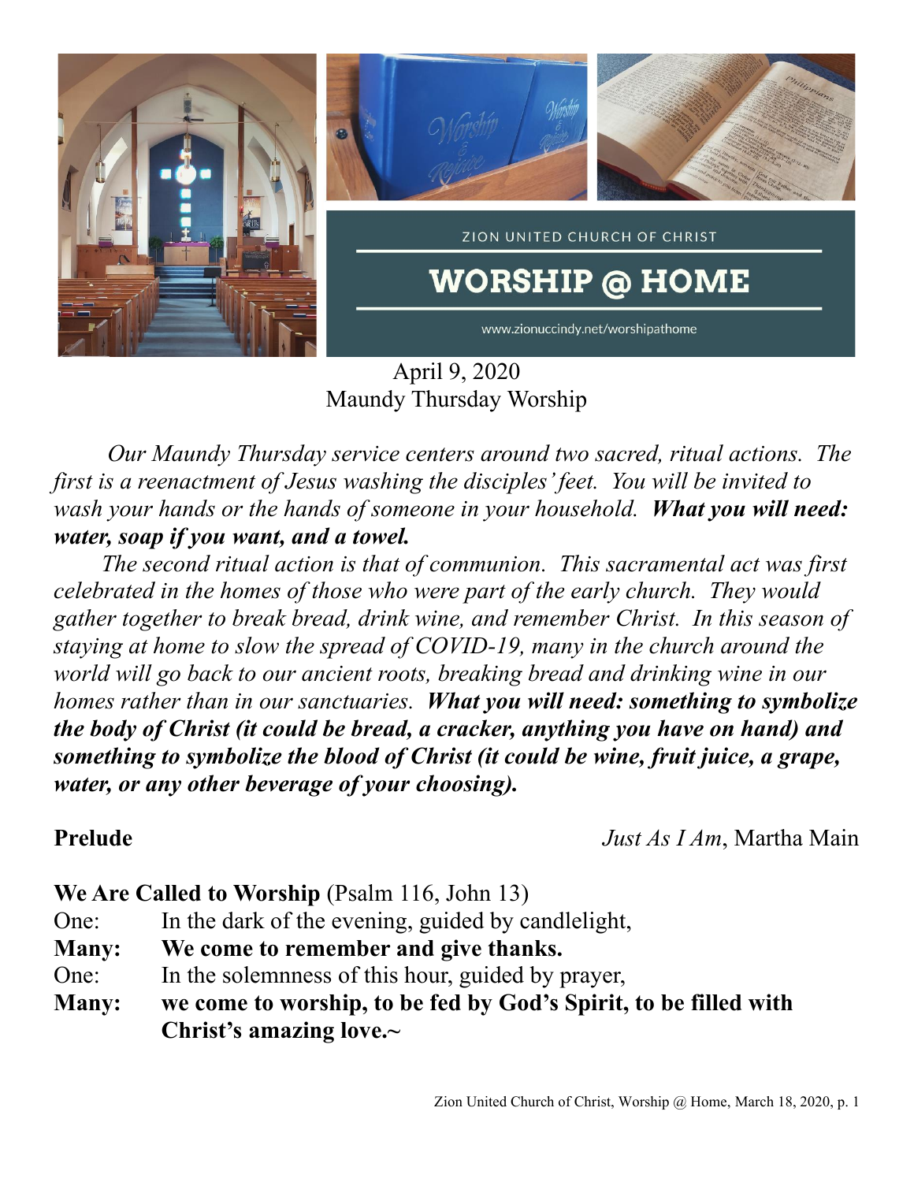ZION UNITED CHURCH OF CHRIST

# WORSHIP @ HOME

www.zionuccindy.net/worshipathome

April 9, 2020
Maundy Thursday Worship

*Our Maundy Thursday service centers around two sacred, ritual actions. The first is a reenactment of Jesus washing the disciples' feet. You will be invited to wash your hands or the hands of someone in your household.* ***What you will need: water, soap if you want, and a towel.***

*The second ritual action is that of communion. This sacramental act was first celebrated in the homes of those who were part of the early church. They would gather together to break bread, drink wine, and remember Christ. In this season of staying at home to slow the spread of COVID-19, many in the church around the world will go back to our ancient roots, breaking bread and drinking wine in our homes rather than in our sanctuaries.* ***What you will need: something to symbolize the body of Christ (it could be bread, a cracker, anything you have on hand) and something to symbolize the blood of Christ (it could be wine, fruit juice, a grape, water, or any other beverage of your choosing).***

**Prelude** *Just As I Am*, Martha Main

**We Are Called to Worship** (Psalm 116, John 13)

One: In the dark of the evening, guided by candlelight,

**Many: We come to remember and give thanks.**

One: In the solemnness of this hour, guided by prayer,

**Many: we come to worship, to be fed by God's Spirit, to be filled with Christ's amazing love.~**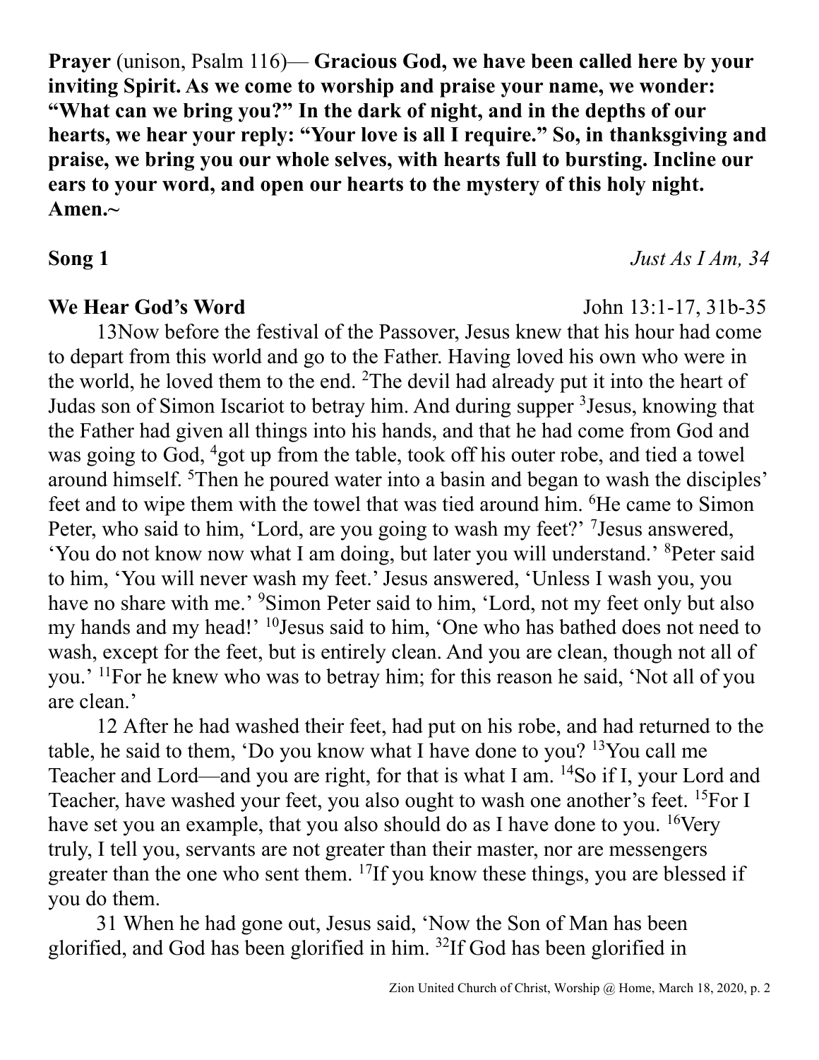**Prayer** (unison, Psalm 116)— **Gracious God, we have been called here by your inviting Spirit. As we come to worship and praise your name, we wonder: "What can we bring you?" In the dark of night, and in the depths of our hearts, we hear your reply: "Your love is all I require." So, in thanksgiving and praise, we bring you our whole selves, with hearts full to bursting. Incline our ears to your word, and open our hearts to the mystery of this holy night. Amen.~**

**Song 1** *Just As I Am, 34*

**We Hear God's Word** John 13:1-17, 31b-35

13Now before the festival of the Passover, Jesus knew that his hour had come to depart from this world and go to the Father. Having loved his own who were in the world, he loved them to the end. [2]The devil had already put it into the heart of Judas son of Simon Iscariot to betray him. And during supper [3]Jesus, knowing that the Father had given all things into his hands, and that he had come from God and was going to God, [4]got up from the table, took off his outer robe, and tied a towel around himself. [5]Then he poured water into a basin and began to wash the disciples' feet and to wipe them with the towel that was tied around him. [6]He came to Simon Peter, who said to him, 'Lord, are you going to wash my feet?' [7]Jesus answered, 'You do not know now what I am doing, but later you will understand.' [8]Peter said to him, 'You will never wash my feet.' Jesus answered, 'Unless I wash you, you have no share with me.' [9]Simon Peter said to him, 'Lord, not my feet only but also my hands and my head!' [10]Jesus said to him, 'One who has bathed does not need to wash, except for the feet, but is entirely clean. And you are clean, though not all of you.' [11]For he knew who was to betray him; for this reason he said, 'Not all of you are clean.'

12 After he had washed their feet, had put on his robe, and had returned to the table, he said to them, 'Do you know what I have done to you? [13]You call me Teacher and Lord—and you are right, for that is what I am. [14]So if I, your Lord and Teacher, have washed your feet, you also ought to wash one another's feet. [15]For I have set you an example, that you also should do as I have done to you. [16]Very truly, I tell you, servants are not greater than their master, nor are messengers greater than the one who sent them. [17]If you know these things, you are blessed if you do them.

31 When he had gone out, Jesus said, 'Now the Son of Man has been glorified, and God has been glorified in him. [32]If God has been glorified in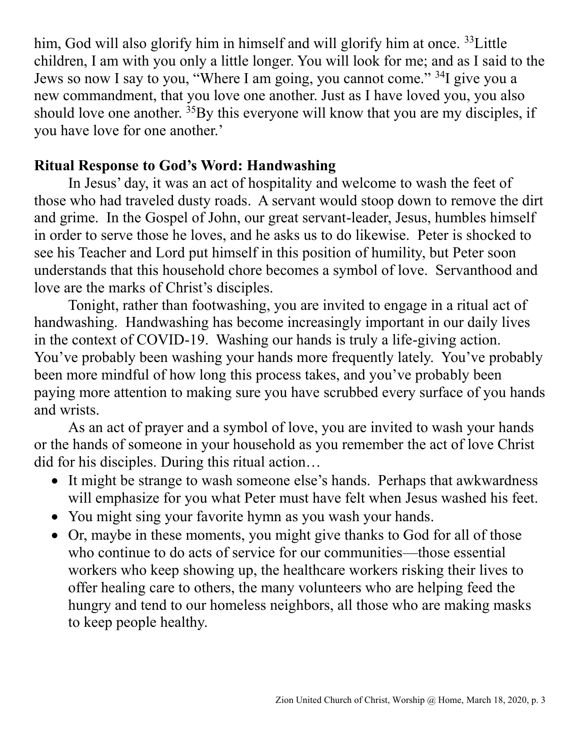him, God will also glorify him in himself and will glorify him at once. [33]Little children, I am with you only a little longer. You will look for me; and as I said to the Jews so now I say to you, "Where I am going, you cannot come." [34]I give you a new commandment, that you love one another. Just as I have loved you, you also should love one another. [35]By this everyone will know that you are my disciples, if you have love for one another.'

**Ritual Response to God's Word: Handwashing**

In Jesus' day, it was an act of hospitality and welcome to wash the feet of those who had traveled dusty roads. A servant would stoop down to remove the dirt and grime. In the Gospel of John, our great servant-leader, Jesus, humbles himself in order to serve those he loves, and he asks us to do likewise. Peter is shocked to see his Teacher and Lord put himself in this position of humility, but Peter soon understands that this household chore becomes a symbol of love. Servanthood and love are the marks of Christ's disciples.

Tonight, rather than footwashing, you are invited to engage in a ritual act of handwashing. Handwashing has become increasingly important in our daily lives in the context of COVID-19. Washing our hands is truly a life-giving action. You've probably been washing your hands more frequently lately. You've probably been more mindful of how long this process takes, and you've probably been paying more attention to making sure you have scrubbed every surface of you hands and wrists.

As an act of prayer and a symbol of love, you are invited to wash your hands or the hands of someone in your household as you remember the act of love Christ did for his disciples. During this ritual action…

- It might be strange to wash someone else's hands. Perhaps that awkwardness will emphasize for you what Peter must have felt when Jesus washed his feet.
- You might sing your favorite hymn as you wash your hands.
- Or, maybe in these moments, you might give thanks to God for all of those who continue to do acts of service for our communities—those essential workers who keep showing up, the healthcare workers risking their lives to offer healing care to others, the many volunteers who are helping feed the hungry and tend to our homeless neighbors, all those who are making masks to keep people healthy.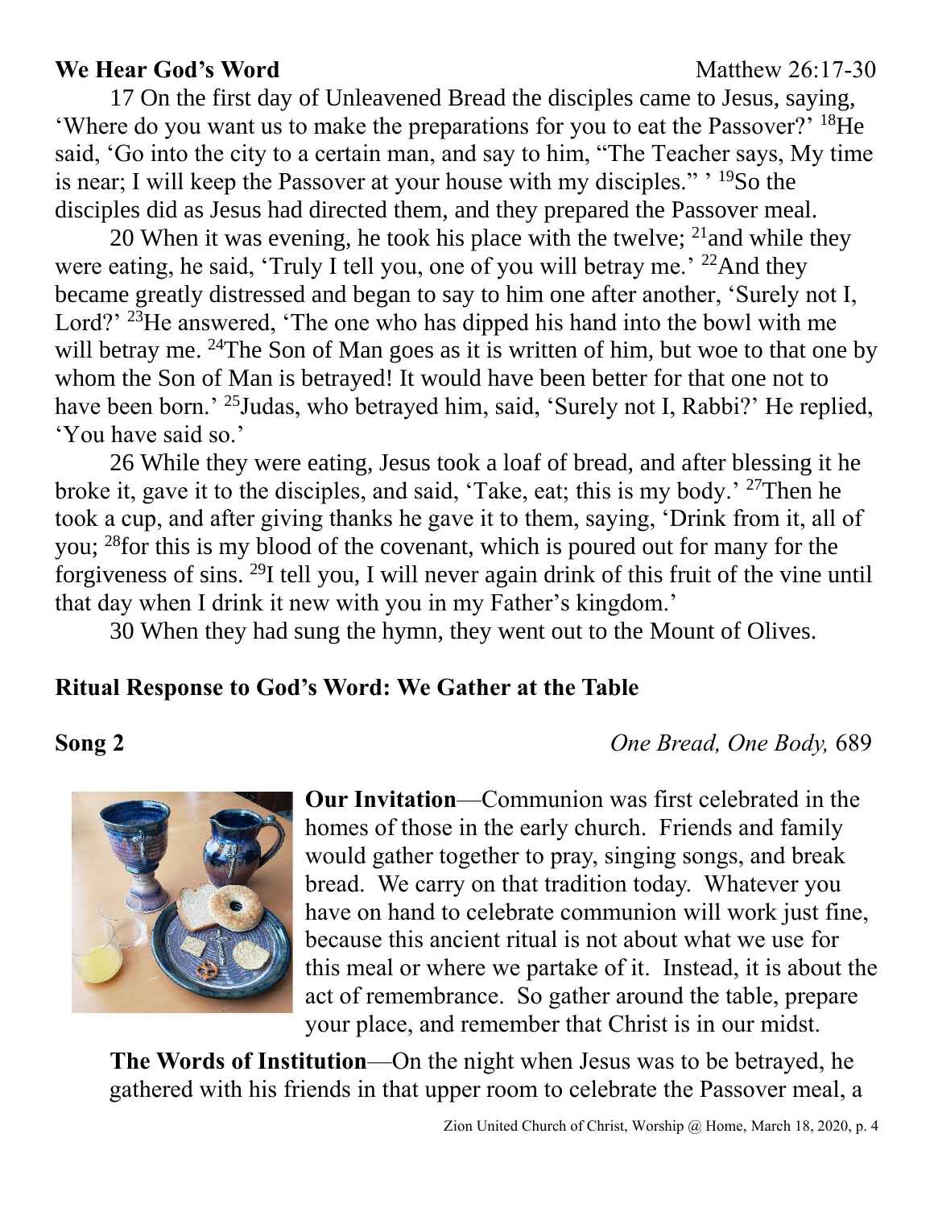**We Hear God's Word** Matthew 26:17-30

17 On the first day of Unleavened Bread the disciples came to Jesus, saying, 'Where do you want us to make the preparations for you to eat the Passover?' [18]He said, 'Go into the city to a certain man, and say to him, "The Teacher says, My time is near; I will keep the Passover at your house with my disciples." ' [19]So the disciples did as Jesus had directed them, and they prepared the Passover meal.

20 When it was evening, he took his place with the twelve; [21]and while they were eating, he said, 'Truly I tell you, one of you will betray me.' [22]And they became greatly distressed and began to say to him one after another, 'Surely not I, Lord?' [23]He answered, 'The one who has dipped his hand into the bowl with me will betray me. [24]The Son of Man goes as it is written of him, but woe to that one by whom the Son of Man is betrayed! It would have been better for that one not to have been born.' [25]Judas, who betrayed him, said, 'Surely not I, Rabbi?' He replied, 'You have said so.'

26 While they were eating, Jesus took a loaf of bread, and after blessing it he broke it, gave it to the disciples, and said, 'Take, eat; this is my body.' [27]Then he took a cup, and after giving thanks he gave it to them, saying, 'Drink from it, all of you; [28]for this is my blood of the covenant, which is poured out for many for the forgiveness of sins. [29]I tell you, I will never again drink of this fruit of the vine until that day when I drink it new with you in my Father's kingdom.'

30 When they had sung the hymn, they went out to the Mount of Olives.

**Ritual Response to God's Word: We Gather at the Table**

**Song 2** *One Bread, One Body,* 689

**Our Invitation**—Communion was first celebrated in the homes of those in the early church. Friends and family would gather together to pray, singing songs, and break bread. We carry on that tradition today. Whatever you have on hand to celebrate communion will work just fine, because this ancient ritual is not about what we use for this meal or where we partake of it. Instead, it is about the act of remembrance. So gather around the table, prepare your place, and remember that Christ is in our midst.

**The Words of Institution**—On the night when Jesus was to be betrayed, he gathered with his friends in that upper room to celebrate the Passover meal, a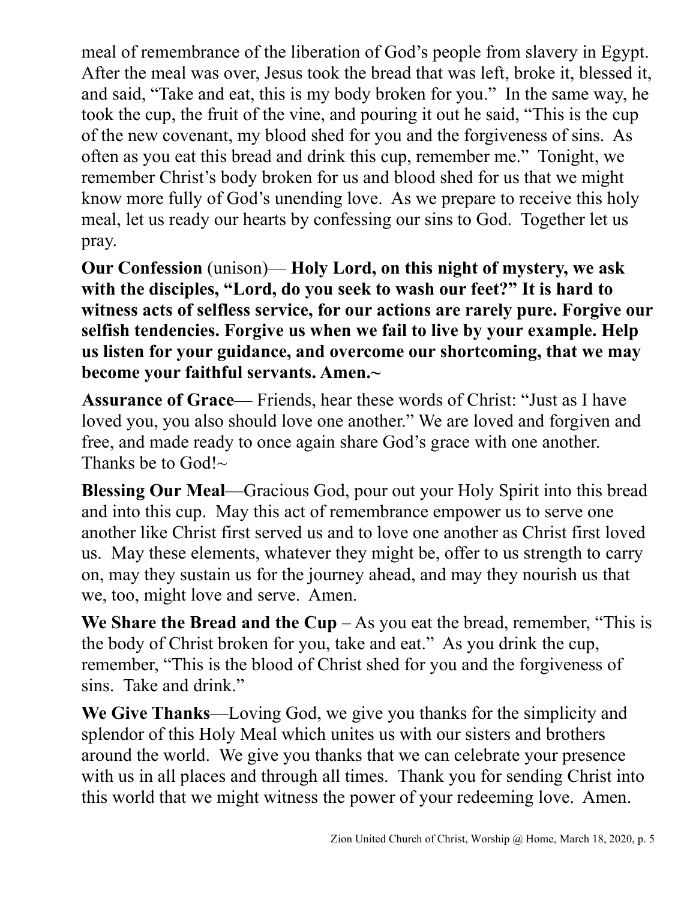meal of remembrance of the liberation of God's people from slavery in Egypt. After the meal was over, Jesus took the bread that was left, broke it, blessed it, and said, "Take and eat, this is my body broken for you." In the same way, he took the cup, the fruit of the vine, and pouring it out he said, "This is the cup of the new covenant, my blood shed for you and the forgiveness of sins. As often as you eat this bread and drink this cup, remember me." Tonight, we remember Christ's body broken for us and blood shed for us that we might know more fully of God's unending love. As we prepare to receive this holy meal, let us ready our hearts by confessing our sins to God. Together let us pray.

**Our Confession** (unison)— **Holy Lord, on this night of mystery, we ask with the disciples, "Lord, do you seek to wash our feet?" It is hard to witness acts of selfless service, for our actions are rarely pure. Forgive our selfish tendencies. Forgive us when we fail to live by your example. Help us listen for your guidance, and overcome our shortcoming, that we may become your faithful servants. Amen.~**

**Assurance of Grace—** Friends, hear these words of Christ: "Just as I have loved you, you also should love one another." We are loved and forgiven and free, and made ready to once again share God's grace with one another. Thanks be to God!~

**Blessing Our Meal**—Gracious God, pour out your Holy Spirit into this bread and into this cup. May this act of remembrance empower us to serve one another like Christ first served us and to love one another as Christ first loved us. May these elements, whatever they might be, offer to us strength to carry on, may they sustain us for the journey ahead, and may they nourish us that we, too, might love and serve. Amen.

**We Share the Bread and the Cup** – As you eat the bread, remember, "This is the body of Christ broken for you, take and eat." As you drink the cup, remember, "This is the blood of Christ shed for you and the forgiveness of sins. Take and drink."

**We Give Thanks**—Loving God, we give you thanks for the simplicity and splendor of this Holy Meal which unites us with our sisters and brothers around the world. We give you thanks that we can celebrate your presence with us in all places and through all times. Thank you for sending Christ into this world that we might witness the power of your redeeming love. Amen.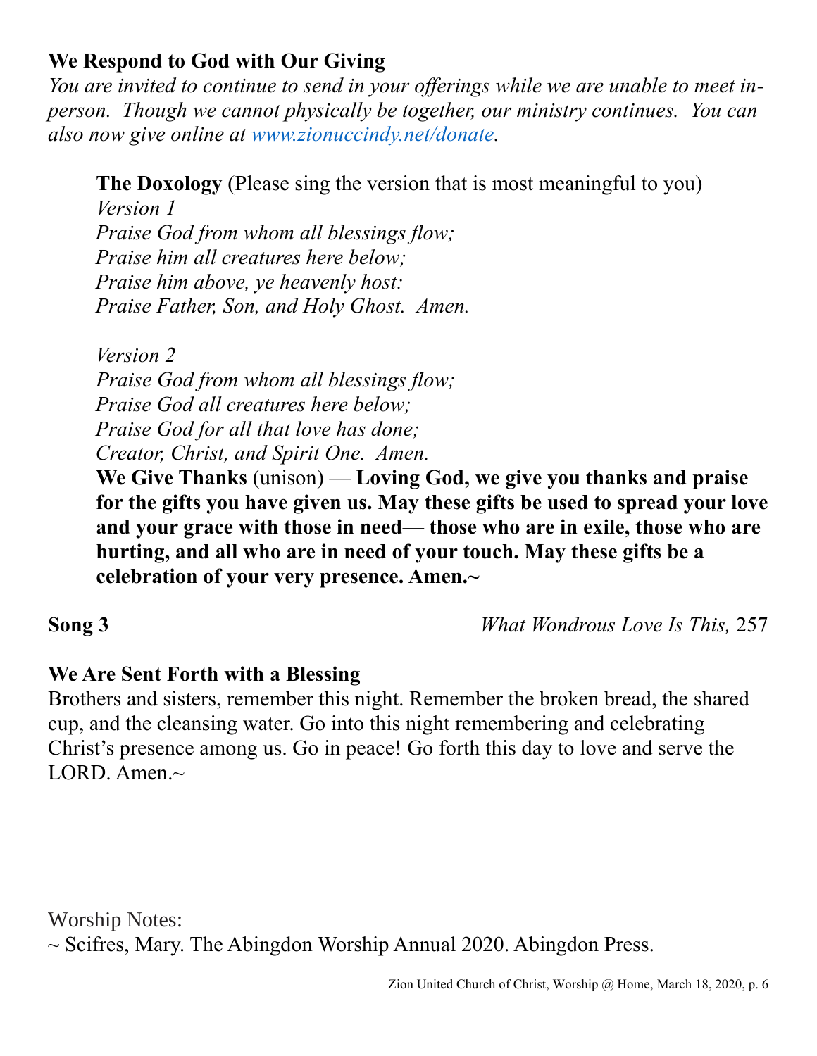**We Respond to God with Our Giving**

*You are invited to continue to send in your offerings while we are unable to meet in-person. Though we cannot physically be together, our ministry continues. You can also now give online at [www.zionuccindy.net/donate](www.zionuccindy.net/donate).*

**The Doxology** (Please sing the version that is most meaningful to you)

*Version 1*
*Praise God from whom all blessings flow;*
*Praise him all creatures here below;*
*Praise him above, ye heavenly host:*
*Praise Father, Son, and Holy Ghost. Amen.*

*Version 2*
*Praise God from whom all blessings flow;*
*Praise God all creatures here below;*
*Praise God for all that love has done;*
*Creator, Christ, and Spirit One. Amen.*

**We Give Thanks** (unison) — **Loving God, we give you thanks and praise for the gifts you have given us. May these gifts be used to spread your love and your grace with those in need— those who are in exile, those who are hurting, and all who are in need of your touch. May these gifts be a celebration of your very presence. Amen.~**

**Song 3** *What Wondrous Love Is This,* 257

**We Are Sent Forth with a Blessing**

Brothers and sisters, remember this night. Remember the broken bread, the shared cup, and the cleansing water. Go into this night remembering and celebrating Christ's presence among us. Go in peace! Go forth this day to love and serve the LORD. Amen.~

Worship Notes:
~ Scifres, Mary. The Abingdon Worship Annual 2020. Abingdon Press.